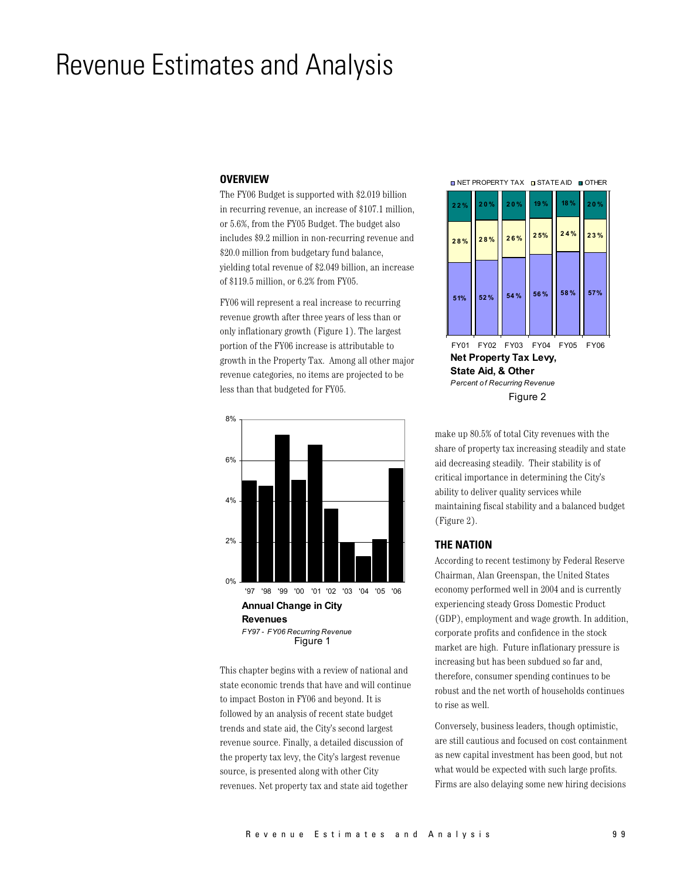# Revenue Estimates and Analysis

## OVERVIEW

The FY06 Budget is supported with $2.019 billion in recurring revenue, an increase of $107.1 million, or 5.6%, from the FY05 Budget. The budget also includes $9.2 million in non-recurring revenue and $20.0 million from budgetary fund balance, yielding total revenue of $2.049 billion, an increase of $119.5 million, or 6.2% from FY05.

FY06 will represent a real increase to recurring revenue growth after three years of less than or only inflationary growth (Figure 1). The largest portion of the FY06 increase is attributable to growth in the Property Tax. Among all other major revenue categories, no items are projected to be less than that budgeted for FY05.

**Annual Change in City Revenues**

*FY97 - FY06 Recurring Revenue*

Figure 1

This chapter begins with a review of national and state economic trends that have and will continue to impact Boston in FY06 and beyond. It is followed by an analysis of recent state budget trends and state aid, the City's second largest revenue source. Finally, a detailed discussion of the property tax levy, the City's largest revenue source, is presented along with other City revenues. Net property tax and state aid together make up 80.5% of total City revenues with the share of property tax increasing steadily and state aid decreasing steadily. Their stability is of critical importance in determining the City's ability to deliver quality services while maintaining fiscal stability and a balanced budget (Figure 2).

| | FY01 | FY02 | FY03 | FY04 | FY05 | FY06 |
|---|---|---|---|---|---|---|
| Other | 22% | 20% | 20% | 19% | 18% | 20% |
| State Aid | 28% | 28% | 26% | 25% | 24% | 23% |
| Net Property Tax | 51% | 52% | 54% | 56% | 58% | 57% |

**Net Property Tax Levy, State Aid, & Other**

*Percent of Recurring Revenue*

Figure 2

## THE NATION

According to recent testimony by Federal Reserve Chairman, Alan Greenspan, the United States economy performed well in 2004 and is currently experiencing steady Gross Domestic Product (GDP), employment and wage growth. In addition, corporate profits and confidence in the stock market are high. Future inflationary pressure is increasing but has been subdued so far and, therefore, consumer spending continues to be robust and the net worth of households continues to rise as well.

Conversely, business leaders, though optimistic, are still cautious and focused on cost containment as new capital investment has been good, but not what would be expected with such large profits. Firms are also delaying some new hiring decisions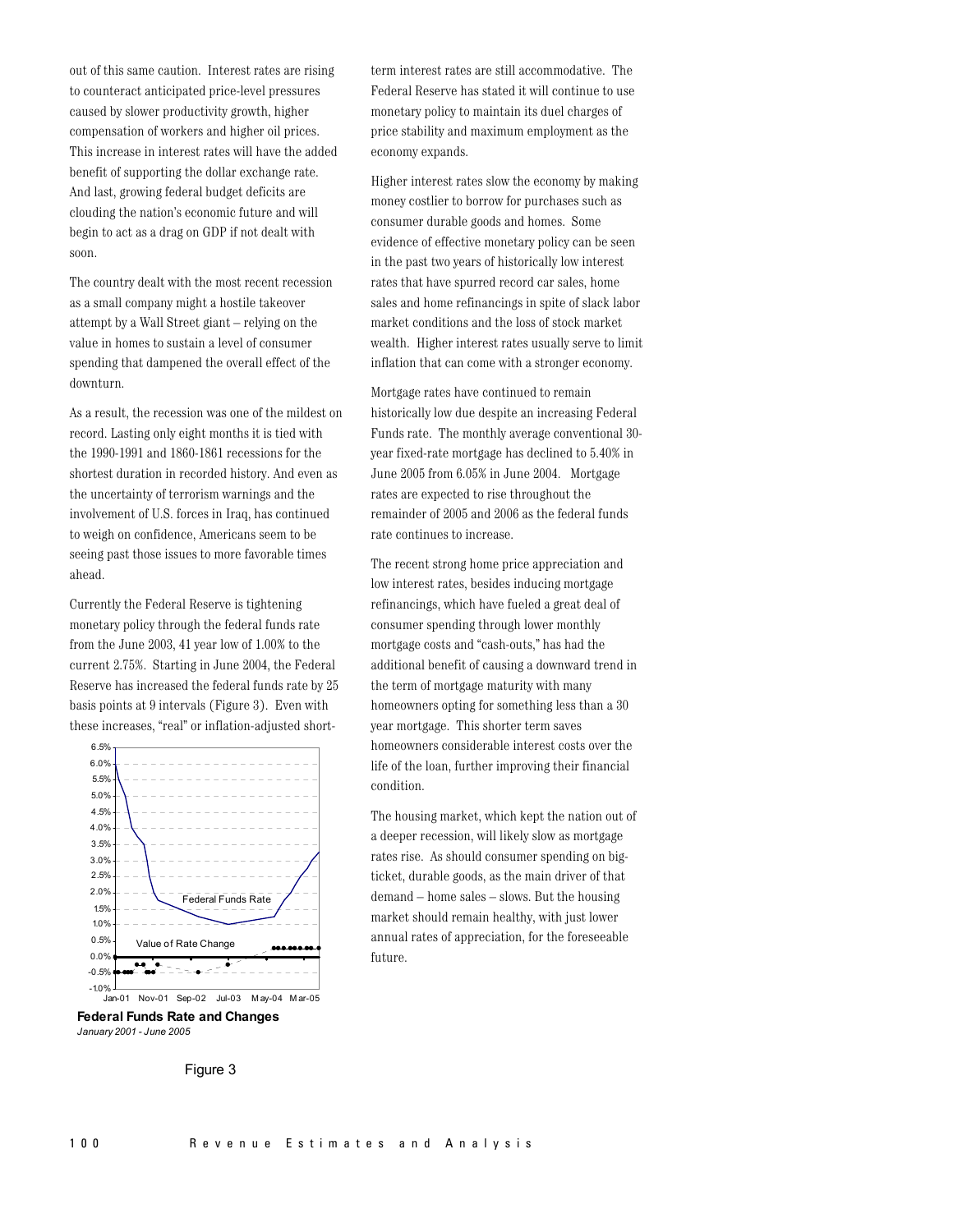out of this same caution. Interest rates are rising to counteract anticipated price-level pressures caused by slower productivity growth, higher compensation of workers and higher oil prices. This increase in interest rates will have the added benefit of supporting the dollar exchange rate. And last, growing federal budget deficits are clouding the nation's economic future and will begin to act as a drag on GDP if not dealt with soon.

The country dealt with the most recent recession as a small company might a hostile takeover attempt by a Wall Street giant – relying on the value in homes to sustain a level of consumer spending that dampened the overall effect of the downturn.

As a result, the recession was one of the mildest on record. Lasting only eight months it is tied with the 1990-1991 and 1860-1861 recessions for the shortest duration in recorded history. And even as the uncertainty of terrorism warnings and the involvement of U.S. forces in Iraq, has continued to weigh on confidence, Americans seem to be seeing past those issues to more favorable times ahead.

Currently the Federal Reserve is tightening monetary policy through the federal funds rate from the June 2003, 41 year low of 1.00% to the current 2.75%. Starting in June 2004, the Federal Reserve has increased the federal funds rate by 25 basis points at 9 intervals (Figure 3). Even with these increases, "real" or inflation-adjusted short-term interest rates are still accommodative. The Federal Reserve has stated it will continue to use monetary policy to maintain its duel charges of price stability and maximum employment as the economy expands.

**Federal Funds Rate and Changes**
*January 2001 - June 2005*

Figure 3

Higher interest rates slow the economy by making money costlier to borrow for purchases such as consumer durable goods and homes. Some evidence of effective monetary policy can be seen in the past two years of historically low interest rates that have spurred record car sales, home sales and home refinancings in spite of slack labor market conditions and the loss of stock market wealth. Higher interest rates usually serve to limit inflation that can come with a stronger economy.

Mortgage rates have continued to remain historically low due despite an increasing Federal Funds rate. The monthly average conventional 30-year fixed-rate mortgage has declined to 5.40% in June 2005 from 6.05% in June 2004. Mortgage rates are expected to rise throughout the remainder of 2005 and 2006 as the federal funds rate continues to increase.

The recent strong home price appreciation and low interest rates, besides inducing mortgage refinancings, which have fueled a great deal of consumer spending through lower monthly mortgage costs and "cash-outs," has had the additional benefit of causing a downward trend in the term of mortgage maturity with many homeowners opting for something less than a 30 year mortgage. This shorter term saves homeowners considerable interest costs over the life of the loan, further improving their financial condition.

The housing market, which kept the nation out of a deeper recession, will likely slow as mortgage rates rise. As should consumer spending on big-ticket, durable goods, as the main driver of that demand – home sales – slows. But the housing market should remain healthy, with just lower annual rates of appreciation, for the foreseeable future.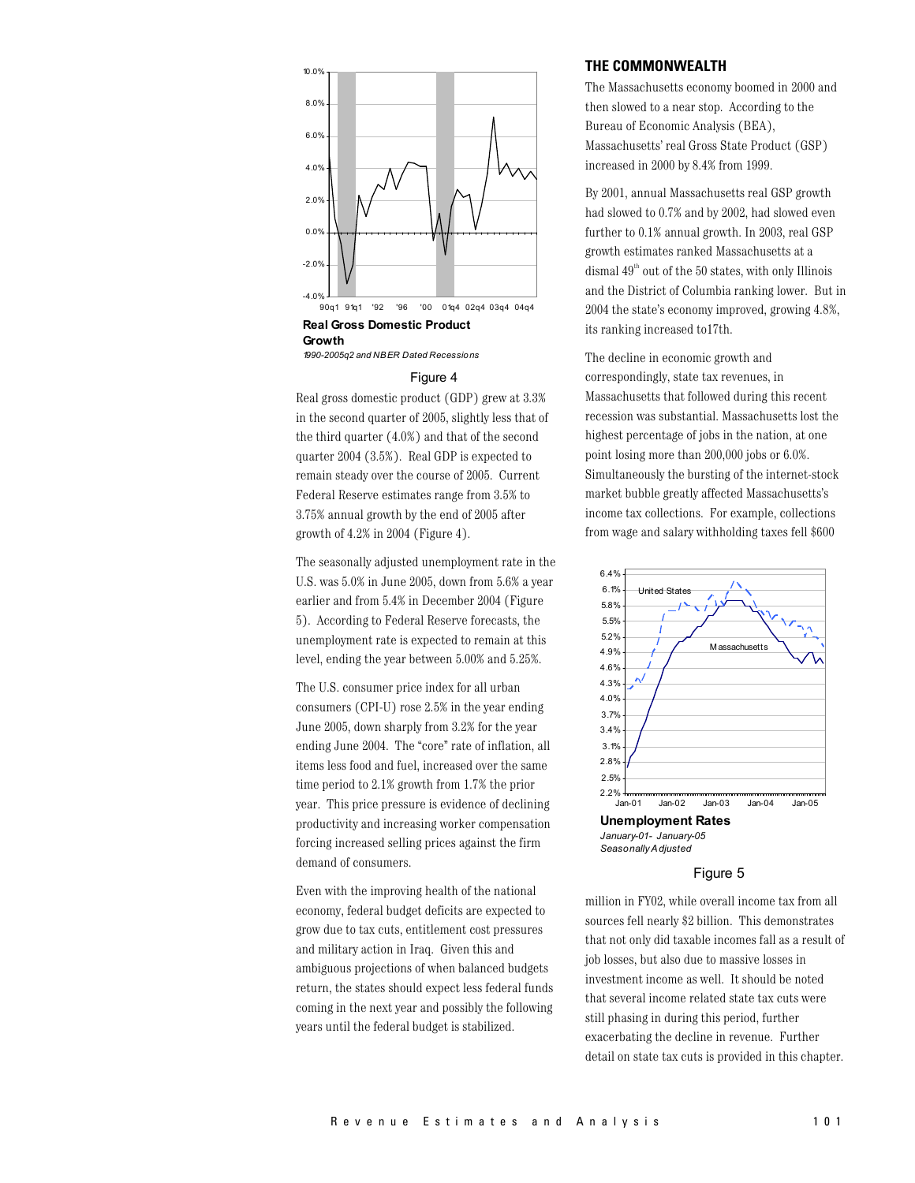**Real Gross Domestic Product Growth**

*1990-2005q2 and NBER Dated Recessions*

Figure 4

Real gross domestic product (GDP) grew at 3.3% in the second quarter of 2005, slightly less that of the third quarter (4.0%) and that of the second quarter 2004 (3.5%). Real GDP is expected to remain steady over the course of 2005. Current Federal Reserve estimates range from 3.5% to 3.75% annual growth by the end of 2005 after growth of 4.2% in 2004 (Figure 4).

The seasonally adjusted unemployment rate in the U.S. was 5.0% in June 2005, down from 5.6% a year earlier and from 5.4% in December 2004 (Figure 5). According to Federal Reserve forecasts, the unemployment rate is expected to remain at this level, ending the year between 5.00% and 5.25%.

The U.S. consumer price index for all urban consumers (CPI-U) rose 2.5% in the year ending June 2005, down sharply from 3.2% for the year ending June 2004. The "core" rate of inflation, all items less food and fuel, increased over the same time period to 2.1% growth from 1.7% the prior year. This price pressure is evidence of declining productivity and increasing worker compensation forcing increased selling prices against the firm demand of consumers.

Even with the improving health of the national economy, federal budget deficits are expected to grow due to tax cuts, entitlement cost pressures and military action in Iraq. Given this and ambiguous projections of when balanced budgets return, the states should expect less federal funds coming in the next year and possibly the following years until the federal budget is stabilized.

## THE COMMONWEALTH

The Massachusetts economy boomed in 2000 and then slowed to a near stop. According to the Bureau of Economic Analysis (BEA), Massachusetts' real Gross State Product (GSP) increased in 2000 by 8.4% from 1999.

By 2001, annual Massachusetts real GSP growth had slowed to 0.7% and by 2002, had slowed even further to 0.1% annual growth. In 2003, real GSP growth estimates ranked Massachusetts at a dismal 49th out of the 50 states, with only Illinois and the District of Columbia ranking lower. But in 2004 the state's economy improved, growing 4.8%, its ranking increased to17th.

The decline in economic growth and correspondingly, state tax revenues, in Massachusetts that followed during this recent recession was substantial. Massachusetts lost the highest percentage of jobs in the nation, at one point losing more than 200,000 jobs or 6.0%. Simultaneously the bursting of the internet-stock market bubble greatly affected Massachusetts's income tax collections. For example, collections from wage and salary withholding taxes fell $600

**Unemployment Rates**

*January-01- January-05*
*Seasonally Adjusted*

Figure 5

million in FY02, while overall income tax from all sources fell nearly $2 billion. This demonstrates that not only did taxable incomes fall as a result of job losses, but also due to massive losses in investment income as well. It should be noted that several income related state tax cuts were still phasing in during this period, further exacerbating the decline in revenue. Further detail on state tax cuts is provided in this chapter.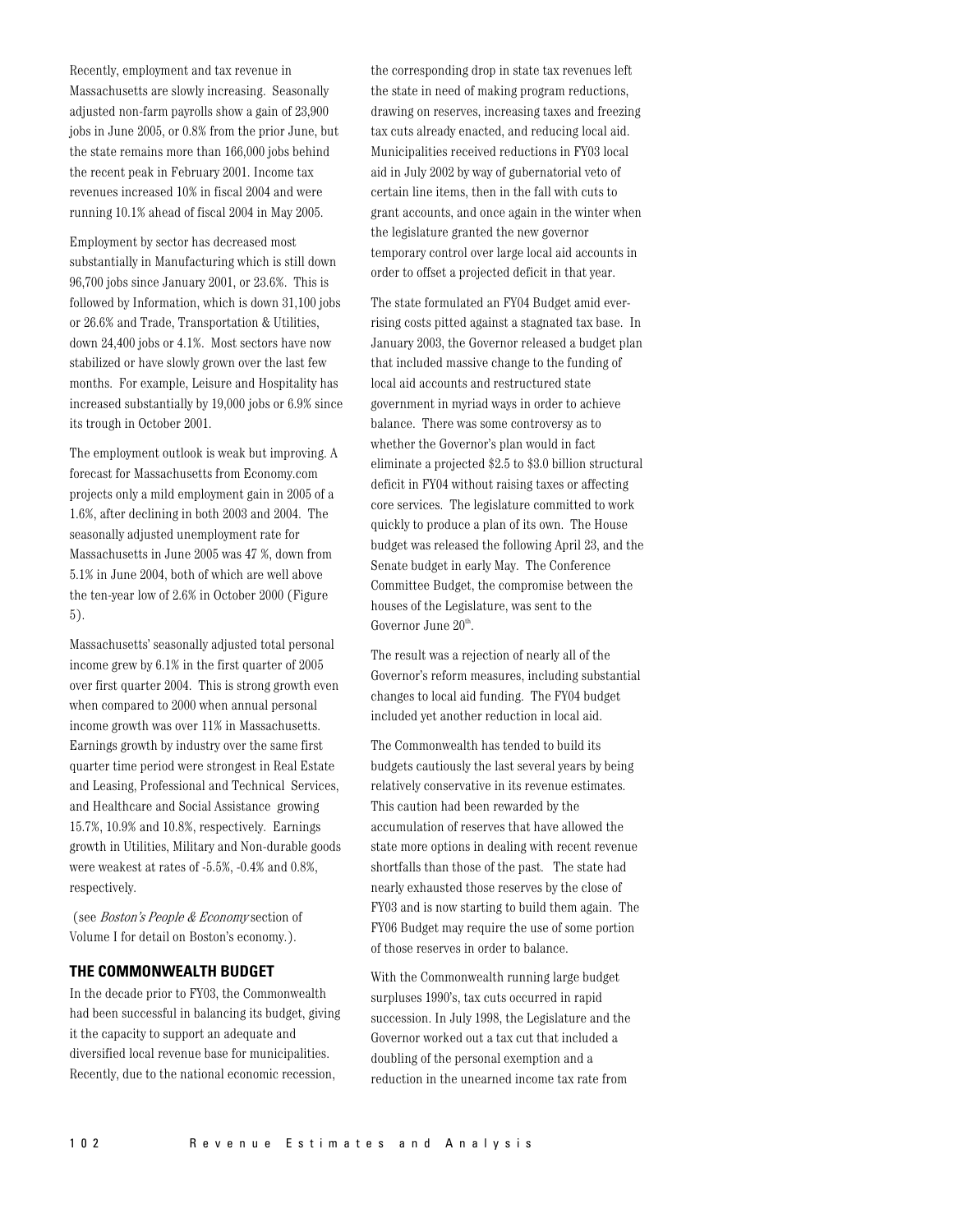Recently, employment and tax revenue in Massachusetts are slowly increasing. Seasonally adjusted non-farm payrolls show a gain of 23,900 jobs in June 2005, or 0.8% from the prior June, but the state remains more than 166,000 jobs behind the recent peak in February 2001. Income tax revenues increased 10% in fiscal 2004 and were running 10.1% ahead of fiscal 2004 in May 2005.

Employment by sector has decreased most substantially in Manufacturing which is still down 96,700 jobs since January 2001, or 23.6%. This is followed by Information, which is down 31,100 jobs or 26.6% and Trade, Transportation & Utilities, down 24,400 jobs or 4.1%. Most sectors have now stabilized or have slowly grown over the last few months. For example, Leisure and Hospitality has increased substantially by 19,000 jobs or 6.9% since its trough in October 2001.

The employment outlook is weak but improving. A forecast for Massachusetts from Economy.com projects only a mild employment gain in 2005 of a 1.6%, after declining in both 2003 and 2004. The seasonally adjusted unemployment rate for Massachusetts in June 2005 was 47 %, down from 5.1% in June 2004, both of which are well above the ten-year low of 2.6% in October 2000 (Figure 5).

Massachusetts' seasonally adjusted total personal income grew by 6.1% in the first quarter of 2005 over first quarter 2004. This is strong growth even when compared to 2000 when annual personal income growth was over 11% in Massachusetts. Earnings growth by industry over the same first quarter time period were strongest in Real Estate and Leasing, Professional and Technical Services, and Healthcare and Social Assistance growing 15.7%, 10.9% and 10.8%, respectively. Earnings growth in Utilities, Military and Non-durable goods were weakest at rates of -5.5%, -0.4% and 0.8%, respectively.

(see *Boston's People & Economy* section of Volume I for detail on Boston's economy.).

## THE COMMONWEALTH BUDGET

In the decade prior to FY03, the Commonwealth had been successful in balancing its budget, giving it the capacity to support an adequate and diversified local revenue base for municipalities. Recently, due to the national economic recession, the corresponding drop in state tax revenues left the state in need of making program reductions, drawing on reserves, increasing taxes and freezing tax cuts already enacted, and reducing local aid. Municipalities received reductions in FY03 local aid in July 2002 by way of gubernatorial veto of certain line items, then in the fall with cuts to grant accounts, and once again in the winter when the legislature granted the new governor temporary control over large local aid accounts in order to offset a projected deficit in that year.

The state formulated an FY04 Budget amid ever-rising costs pitted against a stagnated tax base. In January 2003, the Governor released a budget plan that included massive change to the funding of local aid accounts and restructured state government in myriad ways in order to achieve balance. There was some controversy as to whether the Governor's plan would in fact eliminate a projected $2.5 to $3.0 billion structural deficit in FY04 without raising taxes or affecting core services. The legislature committed to work quickly to produce a plan of its own. The House budget was released the following April 23, and the Senate budget in early May. The Conference Committee Budget, the compromise between the houses of the Legislature, was sent to the Governor June 20th.

The result was a rejection of nearly all of the Governor's reform measures, including substantial changes to local aid funding. The FY04 budget included yet another reduction in local aid.

The Commonwealth has tended to build its budgets cautiously the last several years by being relatively conservative in its revenue estimates. This caution had been rewarded by the accumulation of reserves that have allowed the state more options in dealing with recent revenue shortfalls than those of the past. The state had nearly exhausted those reserves by the close of FY03 and is now starting to build them again. The FY06 Budget may require the use of some portion of those reserves in order to balance.

With the Commonwealth running large budget surpluses 1990's, tax cuts occurred in rapid succession. In July 1998, the Legislature and the Governor worked out a tax cut that included a doubling of the personal exemption and a reduction in the unearned income tax rate from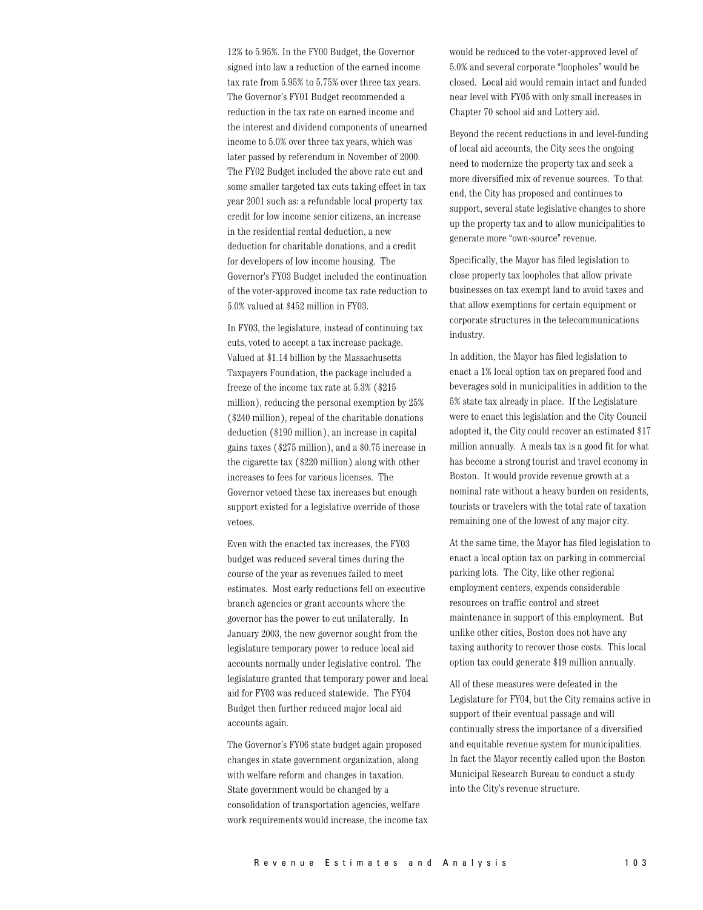12% to 5.95%. In the FY00 Budget, the Governor signed into law a reduction of the earned income tax rate from 5.95% to 5.75% over three tax years. The Governor's FY01 Budget recommended a reduction in the tax rate on earned income and the interest and dividend components of unearned income to 5.0% over three tax years, which was later passed by referendum in November of 2000. The FY02 Budget included the above rate cut and some smaller targeted tax cuts taking effect in tax year 2001 such as: a refundable local property tax credit for low income senior citizens, an increase in the residential rental deduction, a new deduction for charitable donations, and a credit for developers of low income housing. The Governor's FY03 Budget included the continuation of the voter-approved income tax rate reduction to 5.0% valued at $452 million in FY03.

In FY03, the legislature, instead of continuing tax cuts, voted to accept a tax increase package. Valued at $1.14 billion by the Massachusetts Taxpayers Foundation, the package included a freeze of the income tax rate at 5.3% ($215 million), reducing the personal exemption by 25% ($240 million), repeal of the charitable donations deduction ($190 million), an increase in capital gains taxes ($275 million), and a $0.75 increase in the cigarette tax ($220 million) along with other increases to fees for various licenses. The Governor vetoed these tax increases but enough support existed for a legislative override of those vetoes.

Even with the enacted tax increases, the FY03 budget was reduced several times during the course of the year as revenues failed to meet estimates. Most early reductions fell on executive branch agencies or grant accounts where the governor has the power to cut unilaterally. In January 2003, the new governor sought from the legislature temporary power to reduce local aid accounts normally under legislative control. The legislature granted that temporary power and local aid for FY03 was reduced statewide. The FY04 Budget then further reduced major local aid accounts again.

The Governor's FY06 state budget again proposed changes in state government organization, along with welfare reform and changes in taxation. State government would be changed by a consolidation of transportation agencies, welfare work requirements would increase, the income tax would be reduced to the voter-approved level of 5.0% and several corporate "loopholes" would be closed. Local aid would remain intact and funded near level with FY05 with only small increases in Chapter 70 school aid and Lottery aid.

Beyond the recent reductions in and level-funding of local aid accounts, the City sees the ongoing need to modernize the property tax and seek a more diversified mix of revenue sources. To that end, the City has proposed and continues to support, several state legislative changes to shore up the property tax and to allow municipalities to generate more "own-source" revenue.

Specifically, the Mayor has filed legislation to close property tax loopholes that allow private businesses on tax exempt land to avoid taxes and that allow exemptions for certain equipment or corporate structures in the telecommunications industry.

In addition, the Mayor has filed legislation to enact a 1% local option tax on prepared food and beverages sold in municipalities in addition to the 5% state tax already in place. If the Legislature were to enact this legislation and the City Council adopted it, the City could recover an estimated $17 million annually. A meals tax is a good fit for what has become a strong tourist and travel economy in Boston. It would provide revenue growth at a nominal rate without a heavy burden on residents, tourists or travelers with the total rate of taxation remaining one of the lowest of any major city.

At the same time, the Mayor has filed legislation to enact a local option tax on parking in commercial parking lots. The City, like other regional employment centers, expends considerable resources on traffic control and street maintenance in support of this employment. But unlike other cities, Boston does not have any taxing authority to recover those costs. This local option tax could generate $19 million annually.

All of these measures were defeated in the Legislature for FY04, but the City remains active in support of their eventual passage and will continually stress the importance of a diversified and equitable revenue system for municipalities. In fact the Mayor recently called upon the Boston Municipal Research Bureau to conduct a study into the City's revenue structure.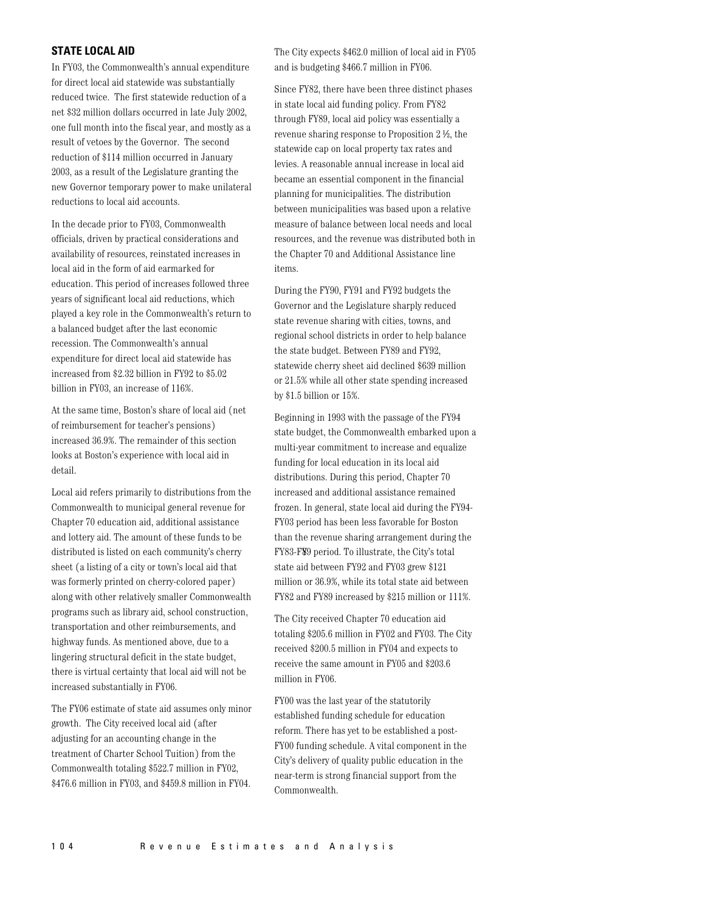## STATE LOCAL AID

In FY03, the Commonwealth's annual expenditure for direct local aid statewide was substantially reduced twice. The first statewide reduction of a net $32 million dollars occurred in late July 2002, one full month into the fiscal year, and mostly as a result of vetoes by the Governor. The second reduction of $114 million occurred in January 2003, as a result of the Legislature granting the new Governor temporary power to make unilateral reductions to local aid accounts.

In the decade prior to FY03, Commonwealth officials, driven by practical considerations and availability of resources, reinstated increases in local aid in the form of aid earmarked for education. This period of increases followed three years of significant local aid reductions, which played a key role in the Commonwealth's return to a balanced budget after the last economic recession. The Commonwealth's annual expenditure for direct local aid statewide has increased from $2.32 billion in FY92 to $5.02 billion in FY03, an increase of 116%.

At the same time, Boston's share of local aid (net of reimbursement for teacher's pensions) increased 36.9%. The remainder of this section looks at Boston's experience with local aid in detail.

Local aid refers primarily to distributions from the Commonwealth to municipal general revenue for Chapter 70 education aid, additional assistance and lottery aid. The amount of these funds to be distributed is listed on each community's cherry sheet (a listing of a city or town's local aid that was formerly printed on cherry-colored paper) along with other relatively smaller Commonwealth programs such as library aid, school construction, transportation and other reimbursements, and highway funds. As mentioned above, due to a lingering structural deficit in the state budget, there is virtual certainty that local aid will not be increased substantially in FY06.

The FY06 estimate of state aid assumes only minor growth. The City received local aid (after adjusting for an accounting change in the treatment of Charter School Tuition) from the Commonwealth totaling $522.7 million in FY02, $476.6 million in FY03, and $459.8 million in FY04. The City expects $462.0 million of local aid in FY05 and is budgeting $466.7 million in FY06.

Since FY82, there have been three distinct phases in state local aid funding policy. From FY82 through FY89, local aid policy was essentially a revenue sharing response to Proposition 2 ½, the statewide cap on local property tax rates and levies. A reasonable annual increase in local aid became an essential component in the financial planning for municipalities. The distribution between municipalities was based upon a relative measure of balance between local needs and local resources, and the revenue was distributed both in the Chapter 70 and Additional Assistance line items.

During the FY90, FY91 and FY92 budgets the Governor and the Legislature sharply reduced state revenue sharing with cities, towns, and regional school districts in order to help balance the state budget. Between FY89 and FY92, statewide cherry sheet aid declined $639 million or 21.5% while all other state spending increased by $1.5 billion or 15%.

Beginning in 1993 with the passage of the FY94 state budget, the Commonwealth embarked upon a multi-year commitment to increase and equalize funding for local education in its local aid distributions. During this period, Chapter 70 increased and additional assistance remained frozen. In general, state local aid during the FY94-FY03 period has been less favorable for Boston than the revenue sharing arrangement during the FY83-FY89 period. To illustrate, the City's total state aid between FY92 and FY03 grew $121 million or 36.9%, while its total state aid between FY82 and FY89 increased by $215 million or 111%.

The City received Chapter 70 education aid totaling $205.6 million in FY02 and FY03. The City received $200.5 million in FY04 and expects to receive the same amount in FY05 and $203.6 million in FY06.

FY00 was the last year of the statutorily established funding schedule for education reform. There has yet to be established a post-FY00 funding schedule. A vital component in the City's delivery of quality public education in the near-term is strong financial support from the Commonwealth.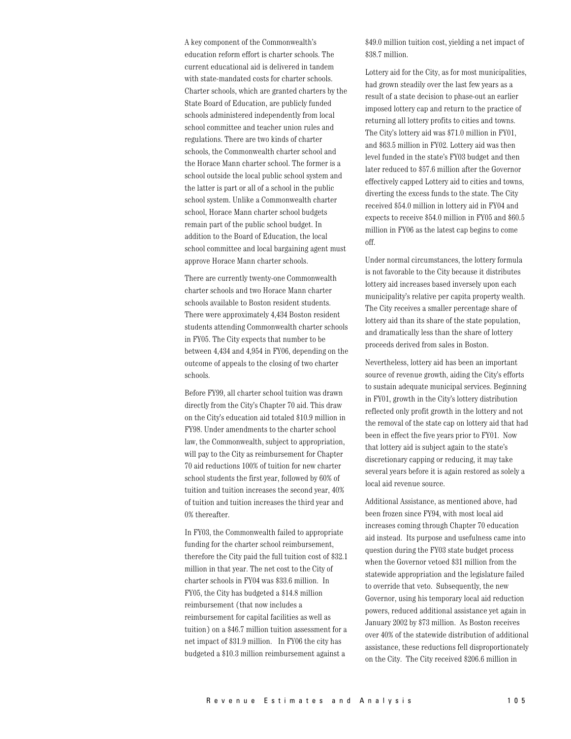A key component of the Commonwealth's education reform effort is charter schools. The current educational aid is delivered in tandem with state-mandated costs for charter schools. Charter schools, which are granted charters by the State Board of Education, are publicly funded schools administered independently from local school committee and teacher union rules and regulations. There are two kinds of charter schools, the Commonwealth charter school and the Horace Mann charter school. The former is a school outside the local public school system and the latter is part or all of a school in the public school system. Unlike a Commonwealth charter school, Horace Mann charter school budgets remain part of the public school budget. In addition to the Board of Education, the local school committee and local bargaining agent must approve Horace Mann charter schools.

There are currently twenty-one Commonwealth charter schools and two Horace Mann charter schools available to Boston resident students. There were approximately 4,434 Boston resident students attending Commonwealth charter schools in FY05. The City expects that number to be between 4,434 and 4,954 in FY06, depending on the outcome of appeals to the closing of two charter schools.

Before FY99, all charter school tuition was drawn directly from the City's Chapter 70 aid. This draw on the City's education aid totaled $10.9 million in FY98. Under amendments to the charter school law, the Commonwealth, subject to appropriation, will pay to the City as reimbursement for Chapter 70 aid reductions 100% of tuition for new charter school students the first year, followed by 60% of tuition and tuition increases the second year, 40% of tuition and tuition increases the third year and 0% thereafter.

In FY03, the Commonwealth failed to appropriate funding for the charter school reimbursement, therefore the City paid the full tuition cost of $32.1 million in that year. The net cost to the City of charter schools in FY04 was $33.6 million. In FY05, the City has budgeted a $14.8 million reimbursement (that now includes a reimbursement for capital facilities as well as tuition) on a $46.7 million tuition assessment for a net impact of $31.9 million. In FY06 the city has budgeted a $10.3 million reimbursement against a $49.0 million tuition cost, yielding a net impact of $38.7 million.

Lottery aid for the City, as for most municipalities, had grown steadily over the last few years as a result of a state decision to phase-out an earlier imposed lottery cap and return to the practice of returning all lottery profits to cities and towns. The City's lottery aid was $71.0 million in FY01, and $63.5 million in FY02. Lottery aid was then level funded in the state's FY03 budget and then later reduced to $57.6 million after the Governor effectively capped Lottery aid to cities and towns, diverting the excess funds to the state. The City received $54.0 million in lottery aid in FY04 and expects to receive $54.0 million in FY05 and $60.5 million in FY06 as the latest cap begins to come off.

Under normal circumstances, the lottery formula is not favorable to the City because it distributes lottery aid increases based inversely upon each municipality's relative per capita property wealth. The City receives a smaller percentage share of lottery aid than its share of the state population, and dramatically less than the share of lottery proceeds derived from sales in Boston.

Nevertheless, lottery aid has been an important source of revenue growth, aiding the City's efforts to sustain adequate municipal services. Beginning in FY01, growth in the City's lottery distribution reflected only profit growth in the lottery and not the removal of the state cap on lottery aid that had been in effect the five years prior to FY01. Now that lottery aid is subject again to the state's discretionary capping or reducing, it may take several years before it is again restored as solely a local aid revenue source.

Additional Assistance, as mentioned above, had been frozen since FY94, with most local aid increases coming through Chapter 70 education aid instead. Its purpose and usefulness came into question during the FY03 state budget process when the Governor vetoed $31 million from the statewide appropriation and the legislature failed to override that veto. Subsequently, the new Governor, using his temporary local aid reduction powers, reduced additional assistance yet again in January 2002 by $73 million. As Boston receives over 40% of the statewide distribution of additional assistance, these reductions fell disproportionately on the City. The City received $206.6 million in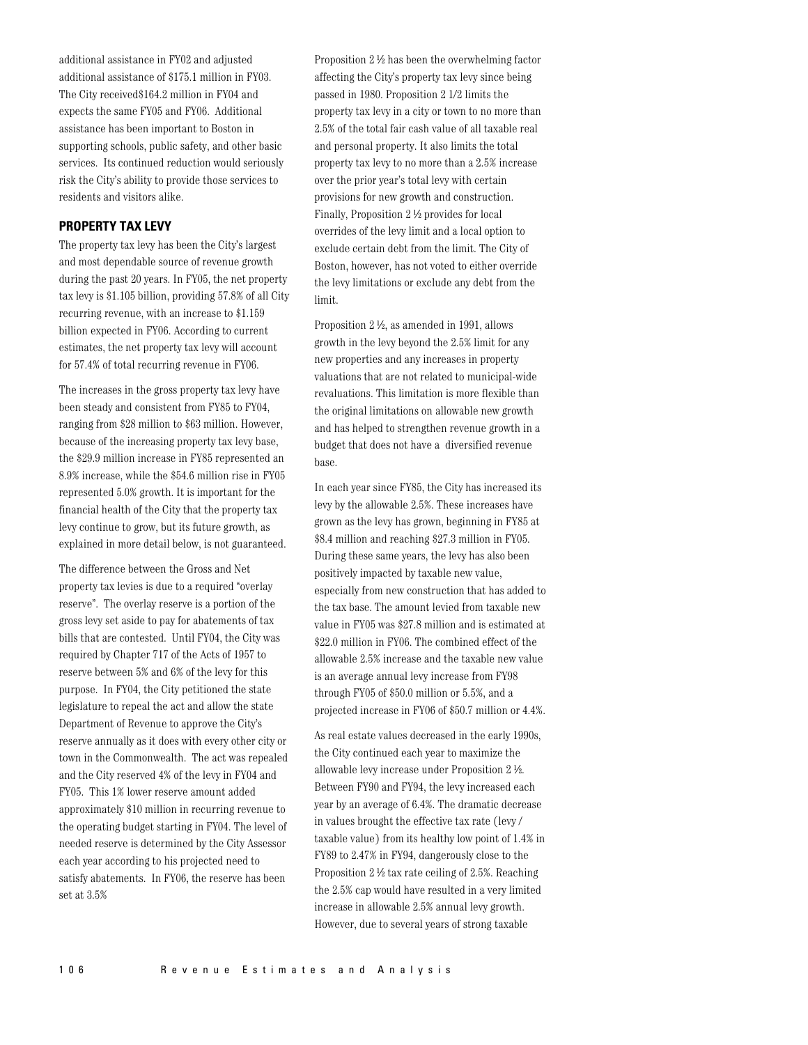additional assistance in FY02 and adjusted additional assistance of $175.1 million in FY03. The City received$164.2 million in FY04 and expects the same FY05 and FY06. Additional assistance has been important to Boston in supporting schools, public safety, and other basic services. Its continued reduction would seriously risk the City's ability to provide those services to residents and visitors alike.

## PROPERTY TAX LEVY

The property tax levy has been the City's largest and most dependable source of revenue growth during the past 20 years. In FY05, the net property tax levy is $1.105 billion, providing 57.8% of all City recurring revenue, with an increase to $1.159 billion expected in FY06. According to current estimates, the net property tax levy will account for 57.4% of total recurring revenue in FY06.

The increases in the gross property tax levy have been steady and consistent from FY85 to FY04, ranging from $28 million to $63 million. However, because of the increasing property tax levy base, the $29.9 million increase in FY85 represented an 8.9% increase, while the $54.6 million rise in FY05 represented 5.0% growth. It is important for the financial health of the City that the property tax levy continue to grow, but its future growth, as explained in more detail below, is not guaranteed.

The difference between the Gross and Net property tax levies is due to a required "overlay reserve". The overlay reserve is a portion of the gross levy set aside to pay for abatements of tax bills that are contested. Until FY04, the City was required by Chapter 717 of the Acts of 1957 to reserve between 5% and 6% of the levy for this purpose. In FY04, the City petitioned the state legislature to repeal the act and allow the state Department of Revenue to approve the City's reserve annually as it does with every other city or town in the Commonwealth. The act was repealed and the City reserved 4% of the levy in FY04 and FY05. This 1% lower reserve amount added approximately $10 million in recurring revenue to the operating budget starting in FY04. The level of needed reserve is determined by the City Assessor each year according to his projected need to satisfy abatements. In FY06, the reserve has been set at 3.5%

Proposition 2 ½ has been the overwhelming factor affecting the City's property tax levy since being passed in 1980. Proposition 2 1/2 limits the property tax levy in a city or town to no more than 2.5% of the total fair cash value of all taxable real and personal property. It also limits the total property tax levy to no more than a 2.5% increase over the prior year's total levy with certain provisions for new growth and construction. Finally, Proposition 2 ½ provides for local overrides of the levy limit and a local option to exclude certain debt from the limit. The City of Boston, however, has not voted to either override the levy limitations or exclude any debt from the limit.

Proposition 2 ½, as amended in 1991, allows growth in the levy beyond the 2.5% limit for any new properties and any increases in property valuations that are not related to municipal-wide revaluations. This limitation is more flexible than the original limitations on allowable new growth and has helped to strengthen revenue growth in a budget that does not have a diversified revenue base.

In each year since FY85, the City has increased its levy by the allowable 2.5%. These increases have grown as the levy has grown, beginning in FY85 at $8.4 million and reaching $27.3 million in FY05. During these same years, the levy has also been positively impacted by taxable new value, especially from new construction that has added to the tax base. The amount levied from taxable new value in FY05 was $27.8 million and is estimated at $22.0 million in FY06. The combined effect of the allowable 2.5% increase and the taxable new value is an average annual levy increase from FY98 through FY05 of $50.0 million or 5.5%, and a projected increase in FY06 of $50.7 million or 4.4%.

As real estate values decreased in the early 1990s, the City continued each year to maximize the allowable levy increase under Proposition 2 ½. Between FY90 and FY94, the levy increased each year by an average of 6.4%. The dramatic decrease in values brought the effective tax rate (levy / taxable value) from its healthy low point of 1.4% in FY89 to 2.47% in FY94, dangerously close to the Proposition 2 ½ tax rate ceiling of 2.5%. Reaching the 2.5% cap would have resulted in a very limited increase in allowable 2.5% annual levy growth. However, due to several years of strong taxable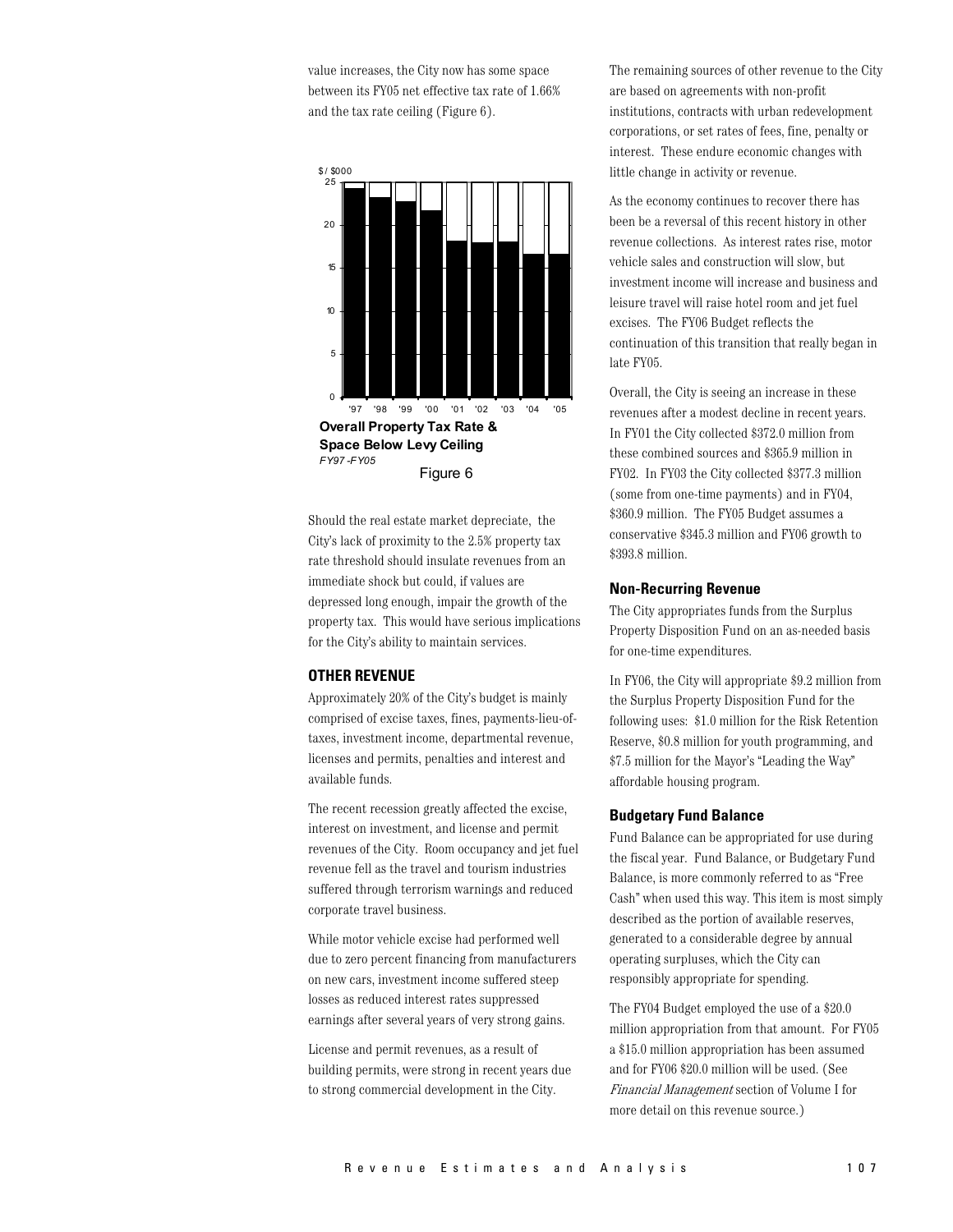value increases, the City now has some space between its FY05 net effective tax rate of 1.66% and the tax rate ceiling (Figure 6).

**Overall Property Tax Rate & Space Below Levy Ceiling**
*FY97 -FY05*

Figure 6

Should the real estate market depreciate, the City's lack of proximity to the 2.5% property tax rate threshold should insulate revenues from an immediate shock but could, if values are depressed long enough, impair the growth of the property tax. This would have serious implications for the City's ability to maintain services.

## OTHER REVENUE

Approximately 20% of the City's budget is mainly comprised of excise taxes, fines, payments-lieu-of-taxes, investment income, departmental revenue, licenses and permits, penalties and interest and available funds.

The recent recession greatly affected the excise, interest on investment, and license and permit revenues of the City. Room occupancy and jet fuel revenue fell as the travel and tourism industries suffered through terrorism warnings and reduced corporate travel business.

While motor vehicle excise had performed well due to zero percent financing from manufacturers on new cars, investment income suffered steep losses as reduced interest rates suppressed earnings after several years of very strong gains.

License and permit revenues, as a result of building permits, were strong in recent years due to strong commercial development in the City.

The remaining sources of other revenue to the City are based on agreements with non-profit institutions, contracts with urban redevelopment corporations, or set rates of fees, fine, penalty or interest. These endure economic changes with little change in activity or revenue.

As the economy continues to recover there has been be a reversal of this recent history in other revenue collections. As interest rates rise, motor vehicle sales and construction will slow, but investment income will increase and business and leisure travel will raise hotel room and jet fuel excises. The FY06 Budget reflects the continuation of this transition that really began in late FY05.

Overall, the City is seeing an increase in these revenues after a modest decline in recent years. In FY01 the City collected $372.0 million from these combined sources and $365.9 million in FY02. In FY03 the City collected $377.3 million (some from one-time payments) and in FY04, $360.9 million. The FY05 Budget assumes a conservative $345.3 million and FY06 growth to $393.8 million.

### Non-Recurring Revenue

The City appropriates funds from the Surplus Property Disposition Fund on an as-needed basis for one-time expenditures.

In FY06, the City will appropriate $9.2 million from the Surplus Property Disposition Fund for the following uses: $1.0 million for the Risk Retention Reserve, $0.8 million for youth programming, and $7.5 million for the Mayor's "Leading the Way" affordable housing program.

### Budgetary Fund Balance

Fund Balance can be appropriated for use during the fiscal year. Fund Balance, or Budgetary Fund Balance, is more commonly referred to as "Free Cash" when used this way. This item is most simply described as the portion of available reserves, generated to a considerable degree by annual operating surpluses, which the City can responsibly appropriate for spending.

The FY04 Budget employed the use of a $20.0 million appropriation from that amount. For FY05 a $15.0 million appropriation has been assumed and for FY06 $20.0 million will be used. (See *Financial Management* section of Volume I for more detail on this revenue source.)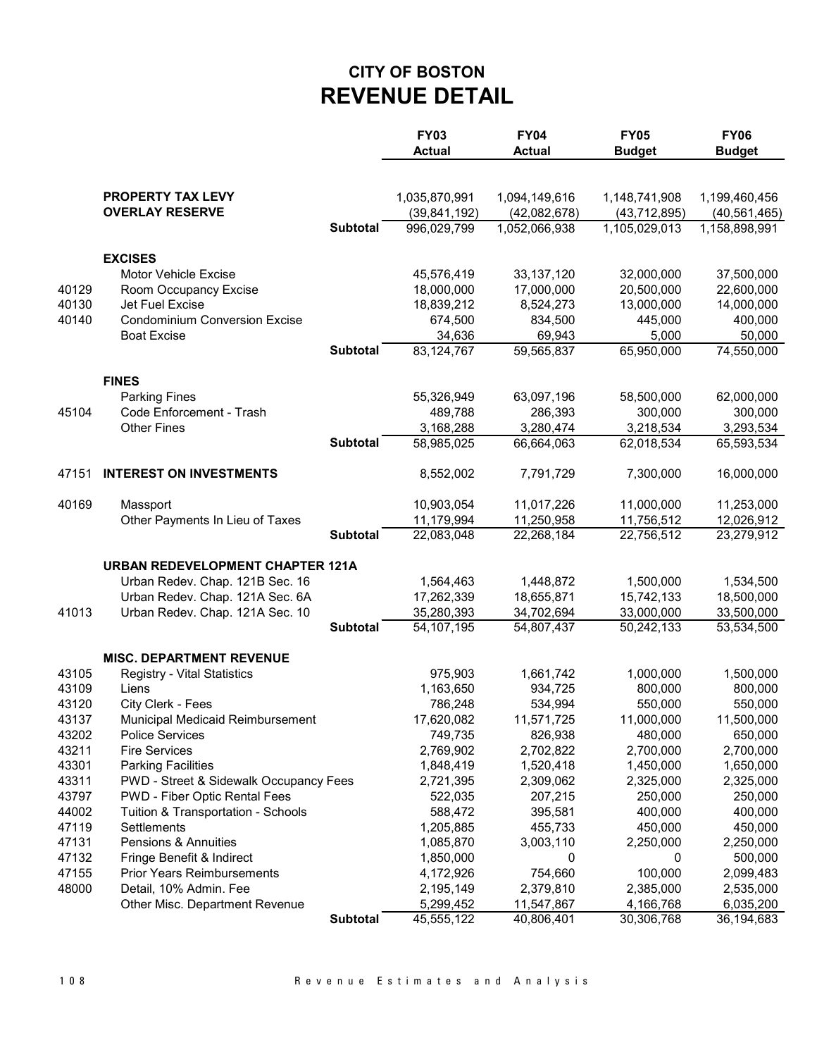# CITY OF BOSTON
# REVENUE DETAIL

| | | | FY03 Actual | FY04 Actual | FY05 Budget | FY06 Budget |
|---|---|---|---|---|---|---|
| | **PROPERTY TAX LEVY** | | 1,035,870,991 | 1,094,149,616 | 1,148,741,908 | 1,199,460,456 |
| | **OVERLAY RESERVE** | | (39,841,192) | (42,082,678) | (43,712,895) | (40,561,465) |
| | | **Subtotal** | 996,029,799 | 1,052,066,938 | 1,105,029,013 | 1,158,898,991 |
| | **EXCISES** | | | | | |
| | Motor Vehicle Excise | | 45,576,419 | 33,137,120 | 32,000,000 | 37,500,000 |
| 40129 | Room Occupancy Excise | | 18,000,000 | 17,000,000 | 20,500,000 | 22,600,000 |
| 40130 | Jet Fuel Excise | | 18,839,212 | 8,524,273 | 13,000,000 | 14,000,000 |
| 40140 | Condominium Conversion Excise | | 674,500 | 834,500 | 445,000 | 400,000 |
| | Boat Excise | | 34,636 | 69,943 | 5,000 | 50,000 |
| | | **Subtotal** | 83,124,767 | 59,565,837 | 65,950,000 | 74,550,000 |
| | **FINES** | | | | | |
| | Parking Fines | | 55,326,949 | 63,097,196 | 58,500,000 | 62,000,000 |
| 45104 | Code Enforcement - Trash | | 489,788 | 286,393 | 300,000 | 300,000 |
| | Other Fines | | 3,168,288 | 3,280,474 | 3,218,534 | 3,293,534 |
| | | **Subtotal** | 58,985,025 | 66,664,063 | 62,018,534 | 65,593,534 |
| 47151 | **INTEREST ON INVESTMENTS** | | 8,552,002 | 7,791,729 | 7,300,000 | 16,000,000 |
| 40169 | Massport | | 10,903,054 | 11,017,226 | 11,000,000 | 11,253,000 |
| | Other Payments In Lieu of Taxes | | 11,179,994 | 11,250,958 | 11,756,512 | 12,026,912 |
| | | **Subtotal** | 22,083,048 | 22,268,184 | 22,756,512 | 23,279,912 |
| | **URBAN REDEVELOPMENT CHAPTER 121A** | | | | | |
| | Urban Redev. Chap. 121B Sec. 16 | | 1,564,463 | 1,448,872 | 1,500,000 | 1,534,500 |
| | Urban Redev. Chap. 121A Sec. 6A | | 17,262,339 | 18,655,871 | 15,742,133 | 18,500,000 |
| 41013 | Urban Redev. Chap. 121A Sec. 10 | | 35,280,393 | 34,702,694 | 33,000,000 | 33,500,000 |
| | | **Subtotal** | 54,107,195 | 54,807,437 | 50,242,133 | 53,534,500 |
| | **MISC. DEPARTMENT REVENUE** | | | | | |
| 43105 | Registry - Vital Statistics | | 975,903 | 1,661,742 | 1,000,000 | 1,500,000 |
| 43109 | Liens | | 1,163,650 | 934,725 | 800,000 | 800,000 |
| 43120 | City Clerk - Fees | | 786,248 | 534,994 | 550,000 | 550,000 |
| 43137 | Municipal Medicaid Reimbursement | | 17,620,082 | 11,571,725 | 11,000,000 | 11,500,000 |
| 43202 | Police Services | | 749,735 | 826,938 | 480,000 | 650,000 |
| 43211 | Fire Services | | 2,769,902 | 2,702,822 | 2,700,000 | 2,700,000 |
| 43301 | Parking Facilities | | 1,848,419 | 1,520,418 | 1,450,000 | 1,650,000 |
| 43311 | PWD - Street & Sidewalk Occupancy Fees | | 2,721,395 | 2,309,062 | 2,325,000 | 2,325,000 |
| 43797 | PWD - Fiber Optic Rental Fees | | 522,035 | 207,215 | 250,000 | 250,000 |
| 44002 | Tuition & Transportation - Schools | | 588,472 | 395,581 | 400,000 | 400,000 |
| 47119 | Settlements | | 1,205,885 | 455,733 | 450,000 | 450,000 |
| 47131 | Pensions & Annuities | | 1,085,870 | 3,003,110 | 2,250,000 | 2,250,000 |
| 47132 | Fringe Benefit & Indirect | | 1,850,000 | 0 | 0 | 500,000 |
| 47155 | Prior Years Reimbursements | | 4,172,926 | 754,660 | 100,000 | 2,099,483 |
| 48000 | Detail, 10% Admin. Fee | | 2,195,149 | 2,379,810 | 2,385,000 | 2,535,000 |
| | Other Misc. Department Revenue | | 5,299,452 | 11,547,867 | 4,166,768 | 6,035,200 |
| | | **Subtotal** | 45,555,122 | 40,806,401 | 30,306,768 | 36,194,683 |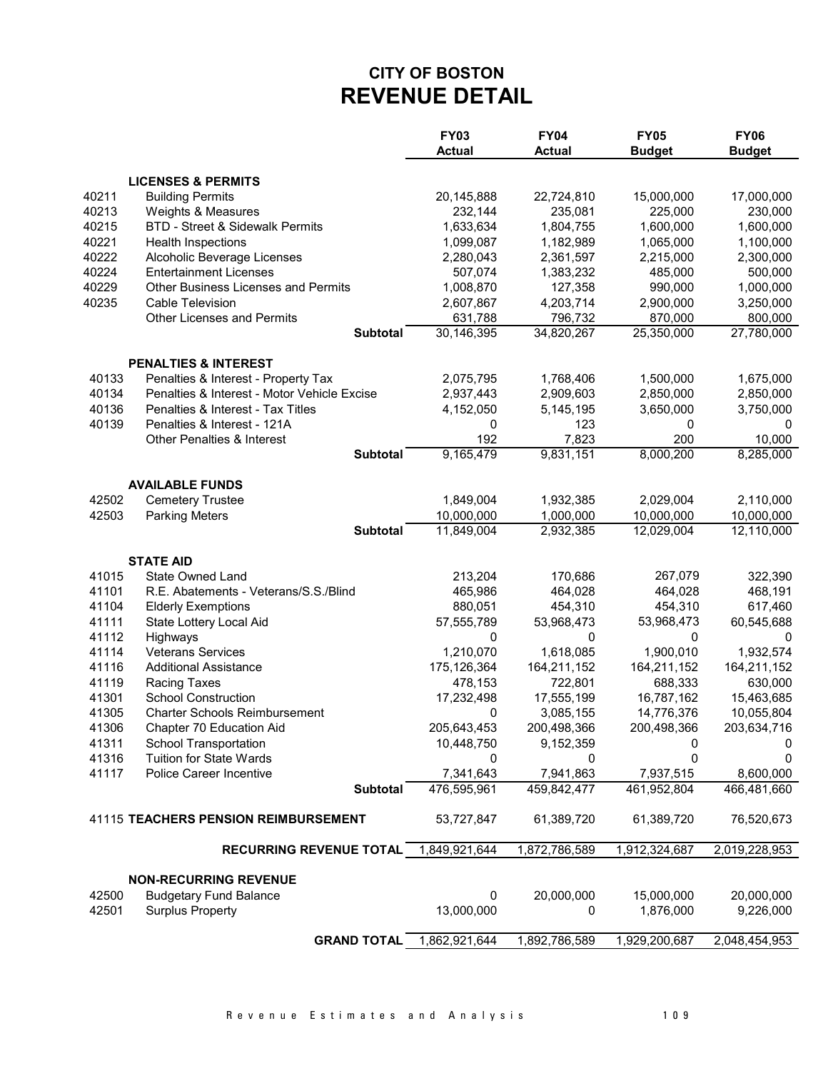# CITY OF BOSTON
# REVENUE DETAIL

| | | FY03 Actual | FY04 Actual | FY05 Budget | FY06 Budget |
|---|---|---|---|---|---|
| | **LICENSES & PERMITS** | | | | |
| 40211 | Building Permits | 20,145,888 | 22,724,810 | 15,000,000 | 17,000,000 |
| 40213 | Weights & Measures | 232,144 | 235,081 | 225,000 | 230,000 |
| 40215 | BTD - Street & Sidewalk Permits | 1,633,634 | 1,804,755 | 1,600,000 | 1,600,000 |
| 40221 | Health Inspections | 1,099,087 | 1,182,989 | 1,065,000 | 1,100,000 |
| 40222 | Alcoholic Beverage Licenses | 2,280,043 | 2,361,597 | 2,215,000 | 2,300,000 |
| 40224 | Entertainment Licenses | 507,074 | 1,383,232 | 485,000 | 500,000 |
| 40229 | Other Business Licenses and Permits | 1,008,870 | 127,358 | 990,000 | 1,000,000 |
| 40235 | Cable Television | 2,607,867 | 4,203,714 | 2,900,000 | 3,250,000 |
| | Other Licenses and Permits | 631,788 | 796,732 | 870,000 | 800,000 |
| | **Subtotal** | 30,146,395 | 34,820,267 | 25,350,000 | 27,780,000 |
| | **PENALTIES & INTEREST** | | | | |
| 40133 | Penalties & Interest - Property Tax | 2,075,795 | 1,768,406 | 1,500,000 | 1,675,000 |
| 40134 | Penalties & Interest - Motor Vehicle Excise | 2,937,443 | 2,909,603 | 2,850,000 | 2,850,000 |
| 40136 | Penalties & Interest - Tax Titles | 4,152,050 | 5,145,195 | 3,650,000 | 3,750,000 |
| 40139 | Penalties & Interest - 121A | 0 | 123 | 0 | 0 |
| | Other Penalties & Interest | 192 | 7,823 | 200 | 10,000 |
| | **Subtotal** | 9,165,479 | 9,831,151 | 8,000,200 | 8,285,000 |
| | **AVAILABLE FUNDS** | | | | |
| 42502 | Cemetery Trustee | 1,849,004 | 1,932,385 | 2,029,004 | 2,110,000 |
| 42503 | Parking Meters | 10,000,000 | 1,000,000 | 10,000,000 | 10,000,000 |
| | **Subtotal** | 11,849,004 | 2,932,385 | 12,029,004 | 12,110,000 |
| | **STATE AID** | | | | |
| 41015 | State Owned Land | 213,204 | 170,686 | 267,079 | 322,390 |
| 41101 | R.E. Abatements - Veterans/S.S./Blind | 465,986 | 464,028 | 464,028 | 468,191 |
| 41104 | Elderly Exemptions | 880,051 | 454,310 | 454,310 | 617,460 |
| 41111 | State Lottery Local Aid | 57,555,789 | 53,968,473 | 53,968,473 | 60,545,688 |
| 41112 | Highways | 0 | 0 | 0 | 0 |
| 41114 | Veterans Services | 1,210,070 | 1,618,085 | 1,900,010 | 1,932,574 |
| 41116 | Additional Assistance | 175,126,364 | 164,211,152 | 164,211,152 | 164,211,152 |
| 41119 | Racing Taxes | 478,153 | 722,801 | 688,333 | 630,000 |
| 41301 | School Construction | 17,232,498 | 17,555,199 | 16,787,162 | 15,463,685 |
| 41305 | Charter Schools Reimbursement | 0 | 3,085,155 | 14,776,376 | 10,055,804 |
| 41306 | Chapter 70 Education Aid | 205,643,453 | 200,498,366 | 200,498,366 | 203,634,716 |
| 41311 | School Transportation | 10,448,750 | 9,152,359 | 0 | 0 |
| 41316 | Tuition for State Wards | 0 | 0 | 0 | 0 |
| 41117 | Police Career Incentive | 7,341,643 | 7,941,863 | 7,937,515 | 8,600,000 |
| | **Subtotal** | 476,595,961 | 459,842,477 | 461,952,804 | 466,481,660 |
| 41115 | **TEACHERS PENSION REIMBURSEMENT** | 53,727,847 | 61,389,720 | 61,389,720 | 76,520,673 |
| | **RECURRING REVENUE TOTAL** | 1,849,921,644 | 1,872,786,589 | 1,912,324,687 | 2,019,228,953 |
| | **NON-RECURRING REVENUE** | | | | |
| 42500 | Budgetary Fund Balance | 0 | 20,000,000 | 15,000,000 | 20,000,000 |
| 42501 | Surplus Property | 13,000,000 | 0 | 1,876,000 | 9,226,000 |
| | **GRAND TOTAL** | 1,862,921,644 | 1,892,786,589 | 1,929,200,687 | 2,048,454,953 |